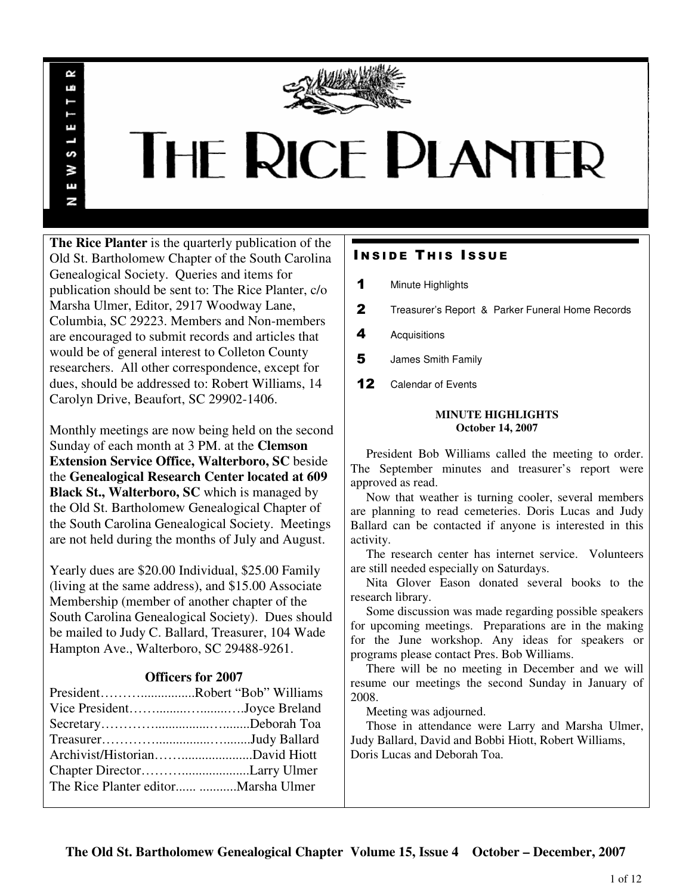# THE RICE PLANTER

NEWSLETTER

**The Rice Planter** is the quarterly publication of the Old St. Bartholomew Chapter of the South Carolina Genealogical Society. Queries and items for publication should be sent to: The Rice Planter, c/o Marsha Ulmer, Editor, 2917 Woodway Lane, Columbia, SC 29223. Members and Non-members are encouraged to submit records and articles that would be of general interest to Colleton County researchers. All other correspondence, except for dues, should be addressed to: Robert Williams, 14 Carolyn Drive, Beaufort, SC 29902-1406.

Monthly meetings are now being held on the second Sunday of each month at 3 PM. at the **Clemson Extension Service Office, Walterboro, SC** beside the **Genealogical Research Center located at 609 Black St., Walterboro, SC** which is managed by the Old St. Bartholomew Genealogical Chapter of the South Carolina Genealogical Society. Meetings are not held during the months of July and August.

Yearly dues are $20.00 Individual, $25.00 Family (living at the same address), and $15.00 Associate Membership (member of another chapter of the South Carolina Genealogical Society). Dues should be mailed to Judy C. Ballard, Treasurer, 104 Wade Hampton Ave., Walterboro, SC 29488-9261.

## Officers for 2007

President……….................Robert "Bob" Williams
Vice President……........….........…Joyce Breland
Secretary…………...............…........Deborah Toa
Treasurer…………..............…........Judy Ballard
Archivist/Historian…….....................David Hiott
Chapter Director………....................Larry Ulmer
The Rice Planter editor...... ...........Marsha Ulmer

## Inside This Issue

| | |
|---|---|
| 1 | Minute Highlights |
| 2 | Treasurer's Report & Parker Funeral Home Records |
| 4 | Acquisitions |
| 5 | James Smith Family |
| 12 | Calendar of Events |

### MINUTE HIGHLIGHTS
**October 14, 2007**

President Bob Williams called the meeting to order. The September minutes and treasurer's report were approved as read.

Now that weather is turning cooler, several members are planning to read cemeteries. Doris Lucas and Judy Ballard can be contacted if anyone is interested in this activity.

The research center has internet service. Volunteers are still needed especially on Saturdays.

Nita Glover Eason donated several books to the research library.

Some discussion was made regarding possible speakers for upcoming meetings. Preparations are in the making for the June workshop. Any ideas for speakers or programs please contact Pres. Bob Williams.

There will be no meeting in December and we will resume our meetings the second Sunday in January of 2008.

Meeting was adjourned.

Those in attendance were Larry and Marsha Ulmer, Judy Ballard, David and Bobbi Hiott, Robert Williams, Doris Lucas and Deborah Toa.

**The Old St. Bartholomew Genealogical Chapter Volume 15, Issue 4 October – December, 2007**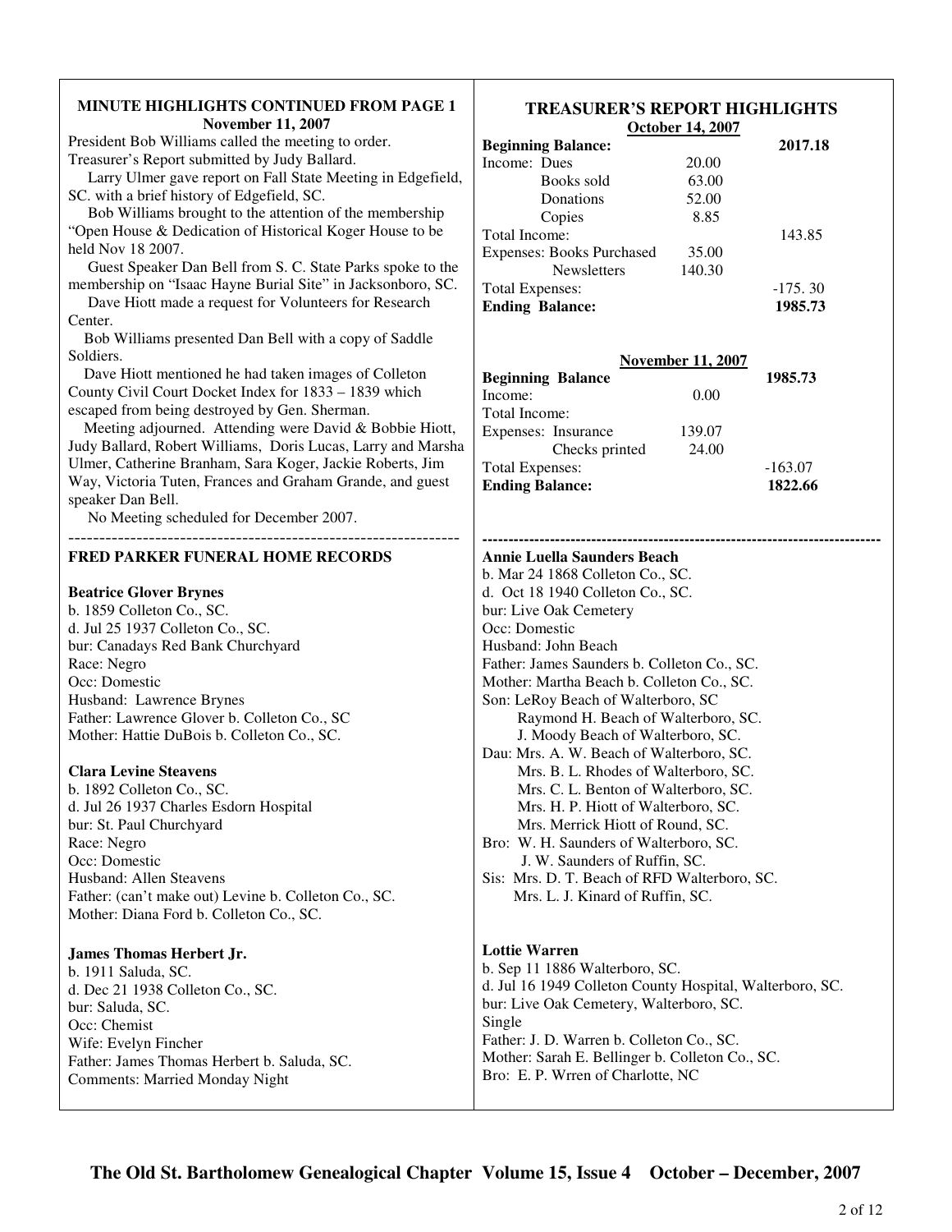## MINUTE HIGHLIGHTS CONTINUED FROM PAGE 1

**November 11, 2007**

President Bob Williams called the meeting to order.
Treasurer's Report submitted by Judy Ballard.

Larry Ulmer gave report on Fall State Meeting in Edgefield, SC. with a brief history of Edgefield, SC.

Bob Williams brought to the attention of the membership "Open House & Dedication of Historical Koger House to be held Nov 18 2007.

Guest Speaker Dan Bell from S. C. State Parks spoke to the membership on "Isaac Hayne Burial Site" in Jacksonboro, SC.

Dave Hiott made a request for Volunteers for Research Center.

Bob Williams presented Dan Bell with a copy of Saddle Soldiers.

Dave Hiott mentioned he had taken images of Colleton County Civil Court Docket Index for 1833 – 1839 which escaped from being destroyed by Gen. Sherman.

Meeting adjourned. Attending were David & Bobbie Hiott, Judy Ballard, Robert Williams, Doris Lucas, Larry and Marsha Ulmer, Catherine Branham, Sara Koger, Jackie Roberts, Jim Way, Victoria Tuten, Frances and Graham Grande, and guest speaker Dan Bell.

No Meeting scheduled for December 2007.

---

## FRED PARKER FUNERAL HOME RECORDS

**Beatrice Glover Brynes**
b. 1859 Colleton Co., SC.
d. Jul 25 1937 Colleton Co., SC.
bur: Canadays Red Bank Churchyard
Race: Negro
Occ: Domestic
Husband: Lawrence Brynes
Father: Lawrence Glover b. Colleton Co., SC
Mother: Hattie DuBois b. Colleton Co., SC.

**Clara Levine Steavens**
b. 1892 Colleton Co., SC.
d. Jul 26 1937 Charles Esdorn Hospital
bur: St. Paul Churchyard
Race: Negro
Occ: Domestic
Husband: Allen Steavens
Father: (can't make out) Levine b. Colleton Co., SC.
Mother: Diana Ford b. Colleton Co., SC.

**James Thomas Herbert Jr.**
b. 1911 Saluda, SC.
d. Dec 21 1938 Colleton Co., SC.
bur: Saluda, SC.
Occ: Chemist
Wife: Evelyn Fincher
Father: James Thomas Herbert b. Saluda, SC.
Comments: Married Monday Night

## TREASURER'S REPORT HIGHLIGHTS

**October 14, 2007**

| | | |
|---|---|---|
| **Beginning Balance:** | | **2017.18** |
| Income: Dues | 20.00 | |
| Books sold | 63.00 | |
| Donations | 52.00 | |
| Copies | 8.85 | |
| Total Income: | | 143.85 |
| Expenses: Books Purchased | 35.00 | |
| Newsletters | 140.30 | |
| Total Expenses: | | -175. 30 |
| **Ending Balance:** | | **1985.73** |

**November 11, 2007**

| | | |
|---|---|---|
| **Beginning Balance** | | **1985.73** |
| Income: | 0.00 | |
| Total Income: | | |
| Expenses: Insurance | 139.07 | |
| Checks printed | 24.00 | |
| Total Expenses: | | -163.07 |
| **Ending Balance:** | | **1822.66** |

---

**Annie Luella Saunders Beach**
b. Mar 24 1868 Colleton Co., SC.
d. Oct 18 1940 Colleton Co., SC.
bur: Live Oak Cemetery
Occ: Domestic
Husband: John Beach
Father: James Saunders b. Colleton Co., SC.
Mother: Martha Beach b. Colleton Co., SC.
Son: LeRoy Beach of Walterboro, SC
Raymond H. Beach of Walterboro, SC.
J. Moody Beach of Walterboro, SC.
Dau: Mrs. A. W. Beach of Walterboro, SC.
Mrs. B. L. Rhodes of Walterboro, SC.
Mrs. C. L. Benton of Walterboro, SC.
Mrs. H. P. Hiott of Walterboro, SC.
Mrs. Merrick Hiott of Round, SC.
Bro: W. H. Saunders of Walterboro, SC.
J. W. Saunders of Ruffin, SC.
Sis: Mrs. D. T. Beach of RFD Walterboro, SC.
Mrs. L. J. Kinard of Ruffin, SC.

**Lottie Warren**
b. Sep 11 1886 Walterboro, SC.
d. Jul 16 1949 Colleton County Hospital, Walterboro, SC.
bur: Live Oak Cemetery, Walterboro, SC.
Single
Father: J. D. Warren b. Colleton Co., SC.
Mother: Sarah E. Bellinger b. Colleton Co., SC.
Bro: E. P. Wrren of Charlotte, NC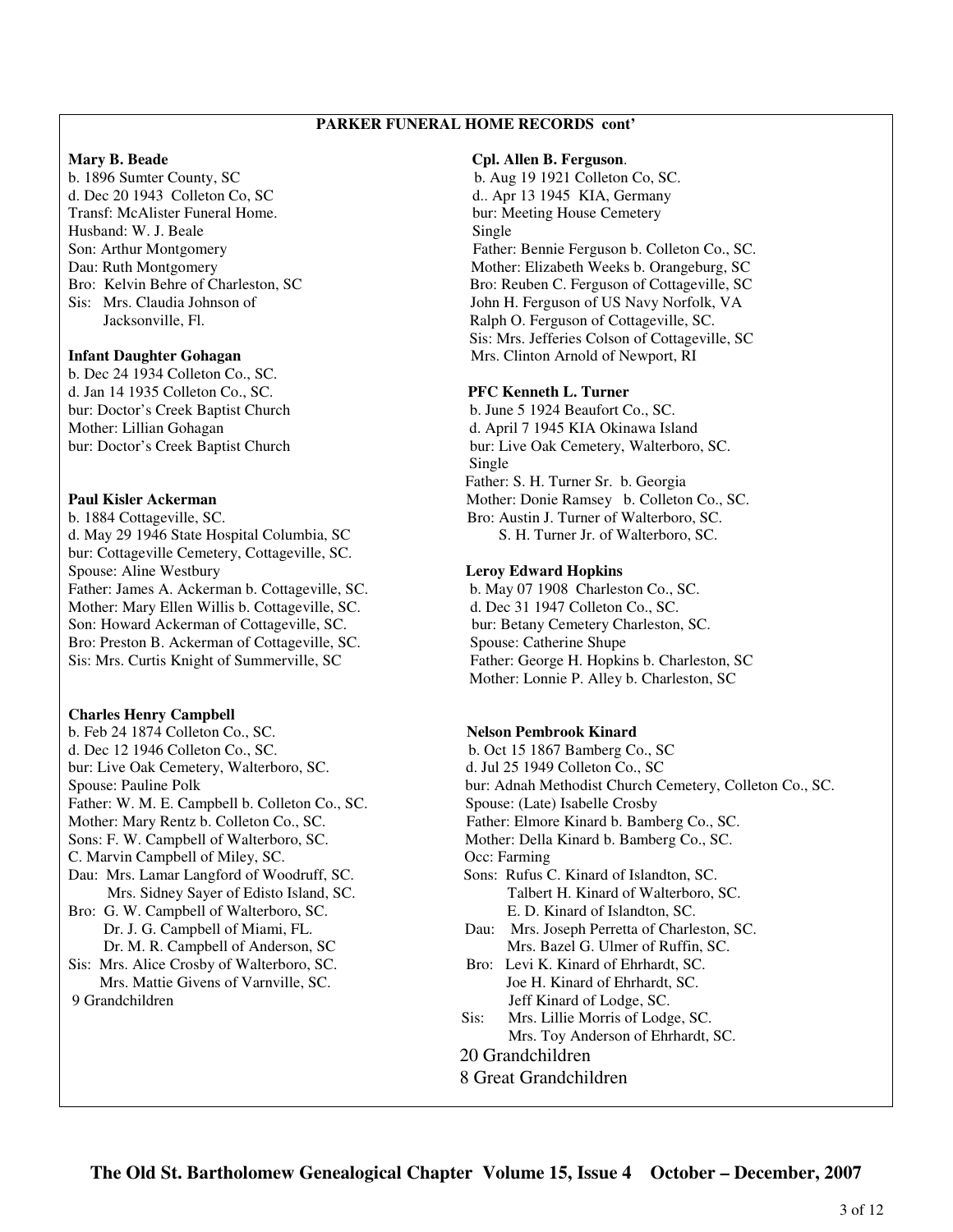## PARKER FUNERAL HOME RECORDS cont'

**Mary B. Beade**
b. 1896 Sumter County, SC
d. Dec 20 1943 Colleton Co, SC
Transf: McAlister Funeral Home.
Husband: W. J. Beale
Son: Arthur Montgomery
Dau: Ruth Montgomery
Bro: Kelvin Behre of Charleston, SC
Sis: Mrs. Claudia Johnson of
Jacksonville, Fl.

**Infant Daughter Gohagan**
b. Dec 24 1934 Colleton Co., SC.
d. Jan 14 1935 Colleton Co., SC.
bur: Doctor's Creek Baptist Church
Mother: Lillian Gohagan
bur: Doctor's Creek Baptist Church

**Paul Kisler Ackerman**
b. 1884 Cottageville, SC.
d. May 29 1946 State Hospital Columbia, SC
bur: Cottageville Cemetery, Cottageville, SC.
Spouse: Aline Westbury
Father: James A. Ackerman b. Cottageville, SC.
Mother: Mary Ellen Willis b. Cottageville, SC.
Son: Howard Ackerman of Cottageville, SC.
Bro: Preston B. Ackerman of Cottageville, SC.
Sis: Mrs. Curtis Knight of Summerville, SC

**Charles Henry Campbell**
b. Feb 24 1874 Colleton Co., SC.
d. Dec 12 1946 Colleton Co., SC.
bur: Live Oak Cemetery, Walterboro, SC.
Spouse: Pauline Polk
Father: W. M. E. Campbell b. Colleton Co., SC.
Mother: Mary Rentz b. Colleton Co., SC.
Sons: F. W. Campbell of Walterboro, SC.
C. Marvin Campbell of Miley, SC.
Dau: Mrs. Lamar Langford of Woodruff, SC.
Mrs. Sidney Sayer of Edisto Island, SC.
Bro: G. W. Campbell of Walterboro, SC.
Dr. J. G. Campbell of Miami, FL.
Dr. M. R. Campbell of Anderson, SC
Sis: Mrs. Alice Crosby of Walterboro, SC.
Mrs. Mattie Givens of Varnville, SC.
9 Grandchildren

**Cpl. Allen B. Ferguson**.
b. Aug 19 1921 Colleton Co, SC.
d.. Apr 13 1945 KIA, Germany
bur: Meeting House Cemetery
Single
Father: Bennie Ferguson b. Colleton Co., SC.
Mother: Elizabeth Weeks b. Orangeburg, SC
Bro: Reuben C. Ferguson of Cottageville, SC
John H. Ferguson of US Navy Norfolk, VA
Ralph O. Ferguson of Cottageville, SC.
Sis: Mrs. Jefferies Colson of Cottageville, SC
Mrs. Clinton Arnold of Newport, RI

**PFC Kenneth L. Turner**
b. June 5 1924 Beaufort Co., SC.
d. April 7 1945 KIA Okinawa Island
bur: Live Oak Cemetery, Walterboro, SC.
Single
Father: S. H. Turner Sr. b. Georgia
Mother: Donie Ramsey b. Colleton Co., SC.
Bro: Austin J. Turner of Walterboro, SC.
S. H. Turner Jr. of Walterboro, SC.

**Leroy Edward Hopkins**
b. May 07 1908 Charleston Co., SC.
d. Dec 31 1947 Colleton Co., SC.
bur: Betany Cemetery Charleston, SC.
Spouse: Catherine Shupe
Father: George H. Hopkins b. Charleston, SC
Mother: Lonnie P. Alley b. Charleston, SC

**Nelson Pembrook Kinard**
b. Oct 15 1867 Bamberg Co., SC
d. Jul 25 1949 Colleton Co., SC
bur: Adnah Methodist Church Cemetery, Colleton Co., SC.
Spouse: (Late) Isabelle Crosby
Father: Elmore Kinard b. Bamberg Co., SC.
Mother: Della Kinard b. Bamberg Co., SC.
Occ: Farming
Sons: Rufus C. Kinard of Islandton, SC.
Talbert H. Kinard of Walterboro, SC.
E. D. Kinard of Islandton, SC.
Dau: Mrs. Joseph Perretta of Charleston, SC.
Mrs. Bazel G. Ulmer of Ruffin, SC.
Bro: Levi K. Kinard of Ehrhardt, SC.
Joe H. Kinard of Ehrhardt, SC.
Jeff Kinard of Lodge, SC.
Sis: Mrs. Lillie Morris of Lodge, SC.
Mrs. Toy Anderson of Ehrhardt, SC.
20 Grandchildren
8 Great Grandchildren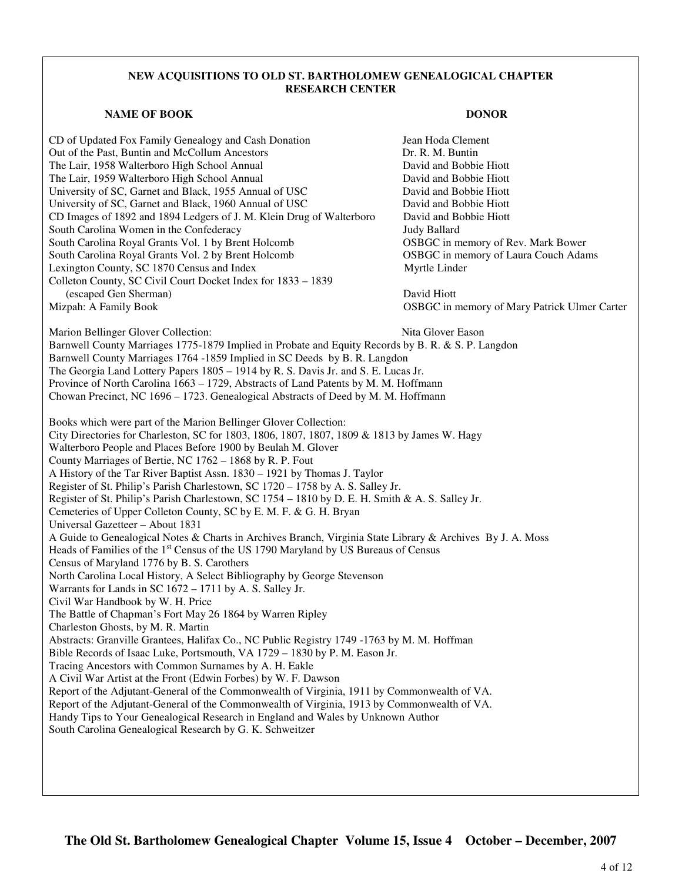## NEW ACQUISITIONS TO OLD ST. BARTHOLOMEW GENEALOGICAL CHAPTER RESEARCH CENTER

| NAME OF BOOK | DONOR |
|---|---|
| CD of Updated Fox Family Genealogy and Cash Donation | Jean Hoda Clement |
| Out of the Past, Buntin and McCollum Ancestors | Dr. R. M. Buntin |
| The Lair, 1958 Walterboro High School Annual | David and Bobbie Hiott |
| The Lair, 1959 Walterboro High School Annual | David and Bobbie Hiott |
| University of SC, Garnet and Black, 1955 Annual of USC | David and Bobbie Hiott |
| University of SC, Garnet and Black, 1960 Annual of USC | David and Bobbie Hiott |
| CD Images of 1892 and 1894 Ledgers of J. M. Klein Drug of Walterboro | David and Bobbie Hiott |
| South Carolina Women in the Confederacy | Judy Ballard |
| South Carolina Royal Grants Vol. 1 by Brent Holcomb | OSBGC in memory of Rev. Mark Bower |
| South Carolina Royal Grants Vol. 2 by Brent Holcomb | OSBGC in memory of Laura Couch Adams |
| Lexington County, SC 1870 Census and Index | Myrtle Linder |
| Colleton County, SC Civil Court Docket Index for 1833 – 1839 (escaped Gen Sherman) | David Hiott |
| Mizpah: A Family Book | OSBGC in memory of Mary Patrick Ulmer Carter |

Marion Bellinger Glover Collection: Nita Glover Eason

Barnwell County Marriages 1775-1879 Implied in Probate and Equity Records by B. R. & S. P. Langdon
Barnwell County Marriages 1764 -1859 Implied in SC Deeds by B. R. Langdon
The Georgia Land Lottery Papers 1805 – 1914 by R. S. Davis Jr. and S. E. Lucas Jr.
Province of North Carolina 1663 – 1729, Abstracts of Land Patents by M. M. Hoffmann
Chowan Precinct, NC 1696 – 1723. Genealogical Abstracts of Deed by M. M. Hoffmann

Books which were part of the Marion Bellinger Glover Collection:
City Directories for Charleston, SC for 1803, 1806, 1807, 1807, 1809 & 1813 by James W. Hagy
Walterboro People and Places Before 1900 by Beulah M. Glover
County Marriages of Bertie, NC 1762 – 1868 by R. P. Fout
A History of the Tar River Baptist Assn. 1830 – 1921 by Thomas J. Taylor
Register of St. Philip's Parish Charlestown, SC 1720 – 1758 by A. S. Salley Jr.
Register of St. Philip's Parish Charlestown, SC 1754 – 1810 by D. E. H. Smith & A. S. Salley Jr.
Cemeteries of Upper Colleton County, SC by E. M. F. & G. H. Bryan
Universal Gazetteer – About 1831
A Guide to Genealogical Notes & Charts in Archives Branch, Virginia State Library & Archives By J. A. Moss
Heads of Families of the 1st Census of the US 1790 Maryland by US Bureaus of Census
Census of Maryland 1776 by B. S. Carothers
North Carolina Local History, A Select Bibliography by George Stevenson
Warrants for Lands in SC 1672 – 1711 by A. S. Salley Jr.
Civil War Handbook by W. H. Price
The Battle of Chapman's Fort May 26 1864 by Warren Ripley
Charleston Ghosts, by M. R. Martin
Abstracts: Granville Grantees, Halifax Co., NC Public Registry 1749 -1763 by M. M. Hoffman
Bible Records of Isaac Luke, Portsmouth, VA 1729 – 1830 by P. M. Eason Jr.
Tracing Ancestors with Common Surnames by A. H. Eakle
A Civil War Artist at the Front (Edwin Forbes) by W. F. Dawson
Report of the Adjutant-General of the Commonwealth of Virginia, 1911 by Commonwealth of VA.
Report of the Adjutant-General of the Commonwealth of Virginia, 1913 by Commonwealth of VA.
Handy Tips to Your Genealogical Research in England and Wales by Unknown Author
South Carolina Genealogical Research by G. K. Schweitzer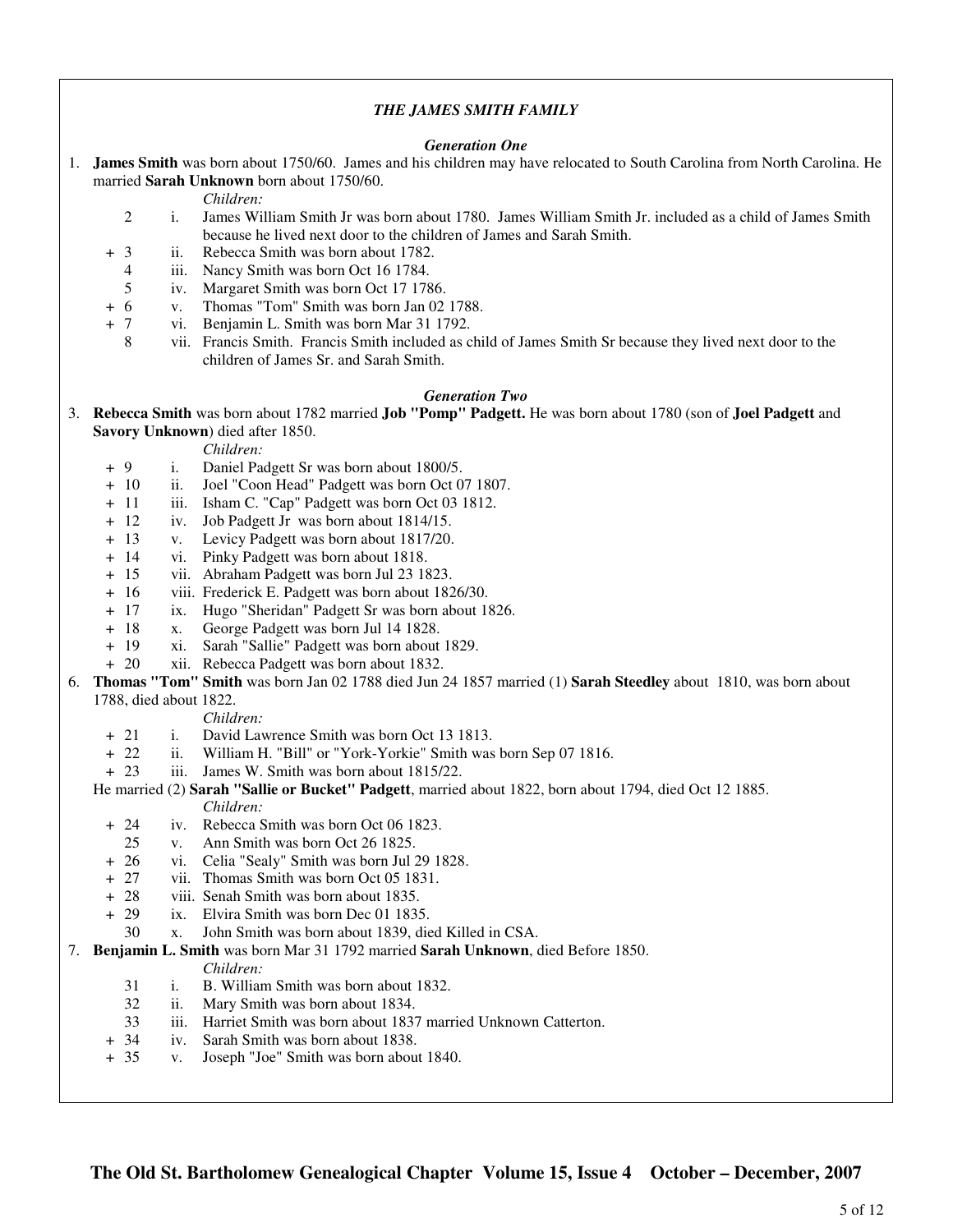### *THE JAMES SMITH FAMILY*

#### *Generation One*

1. **James Smith** was born about 1750/60. James and his children may have relocated to South Carolina from North Carolina. He married **Sarah Unknown** born about 1750/60.

   *Children:*

   - 2 i. James William Smith Jr was born about 1780. James William Smith Jr. included as a child of James Smith because he lived next door to the children of James and Sarah Smith.
   - + 3 ii. Rebecca Smith was born about 1782.
   - 4 iii. Nancy Smith was born Oct 16 1784.
   - 5 iv. Margaret Smith was born Oct 17 1786.
   - + 6 v. Thomas "Tom" Smith was born Jan 02 1788.
   - + 7 vi. Benjamin L. Smith was born Mar 31 1792.
   - 8 vii. Francis Smith. Francis Smith included as child of James Smith Sr because they lived next door to the children of James Sr. and Sarah Smith.

#### *Generation Two*

3. **Rebecca Smith** was born about 1782 married **Job "Pomp" Padgett.** He was born about 1780 (son of **Joel Padgett** and **Savory Unknown**) died after 1850.

   *Children:*

   - + 9 i. Daniel Padgett Sr was born about 1800/5.
   - + 10 ii. Joel "Coon Head" Padgett was born Oct 07 1807.
   - + 11 iii. Isham C. "Cap" Padgett was born Oct 03 1812.
   - + 12 iv. Job Padgett Jr was born about 1814/15.
   - + 13 v. Levicy Padgett was born about 1817/20.
   - + 14 vi. Pinky Padgett was born about 1818.
   - + 15 vii. Abraham Padgett was born Jul 23 1823.
   - + 16 viii. Frederick E. Padgett was born about 1826/30.
   - + 17 ix. Hugo "Sheridan" Padgett Sr was born about 1826.
   - + 18 x. George Padgett was born Jul 14 1828.
   - + 19 xi. Sarah "Sallie" Padgett was born about 1829.
   - + 20 xii. Rebecca Padgett was born about 1832.

6. **Thomas "Tom" Smith** was born Jan 02 1788 died Jun 24 1857 married (1) **Sarah Steedley** about 1810, was born about 1788, died about 1822.

   *Children:*

   - + 21 i. David Lawrence Smith was born Oct 13 1813.
   - + 22 ii. William H. "Bill" or "York-Yorkie" Smith was born Sep 07 1816.
   - + 23 iii. James W. Smith was born about 1815/22.

   He married (2) **Sarah "Sallie or Bucket" Padgett**, married about 1822, born about 1794, died Oct 12 1885.

   *Children:*

   - + 24 iv. Rebecca Smith was born Oct 06 1823.
   - 25 v. Ann Smith was born Oct 26 1825.
   - + 26 vi. Celia "Sealy" Smith was born Jul 29 1828.
   - + 27 vii. Thomas Smith was born Oct 05 1831.
   - + 28 viii. Senah Smith was born about 1835.
   - + 29 ix. Elvira Smith was born Dec 01 1835.
   - 30 x. John Smith was born about 1839, died Killed in CSA.

7. **Benjamin L. Smith** was born Mar 31 1792 married **Sarah Unknown**, died Before 1850.

   *Children:*

   - 31 i. B. William Smith was born about 1832.
   - 32 ii. Mary Smith was born about 1834.
   - 33 iii. Harriet Smith was born about 1837 married Unknown Catterton.
   - + 34 iv. Sarah Smith was born about 1838.
   - + 35 v. Joseph "Joe" Smith was born about 1840.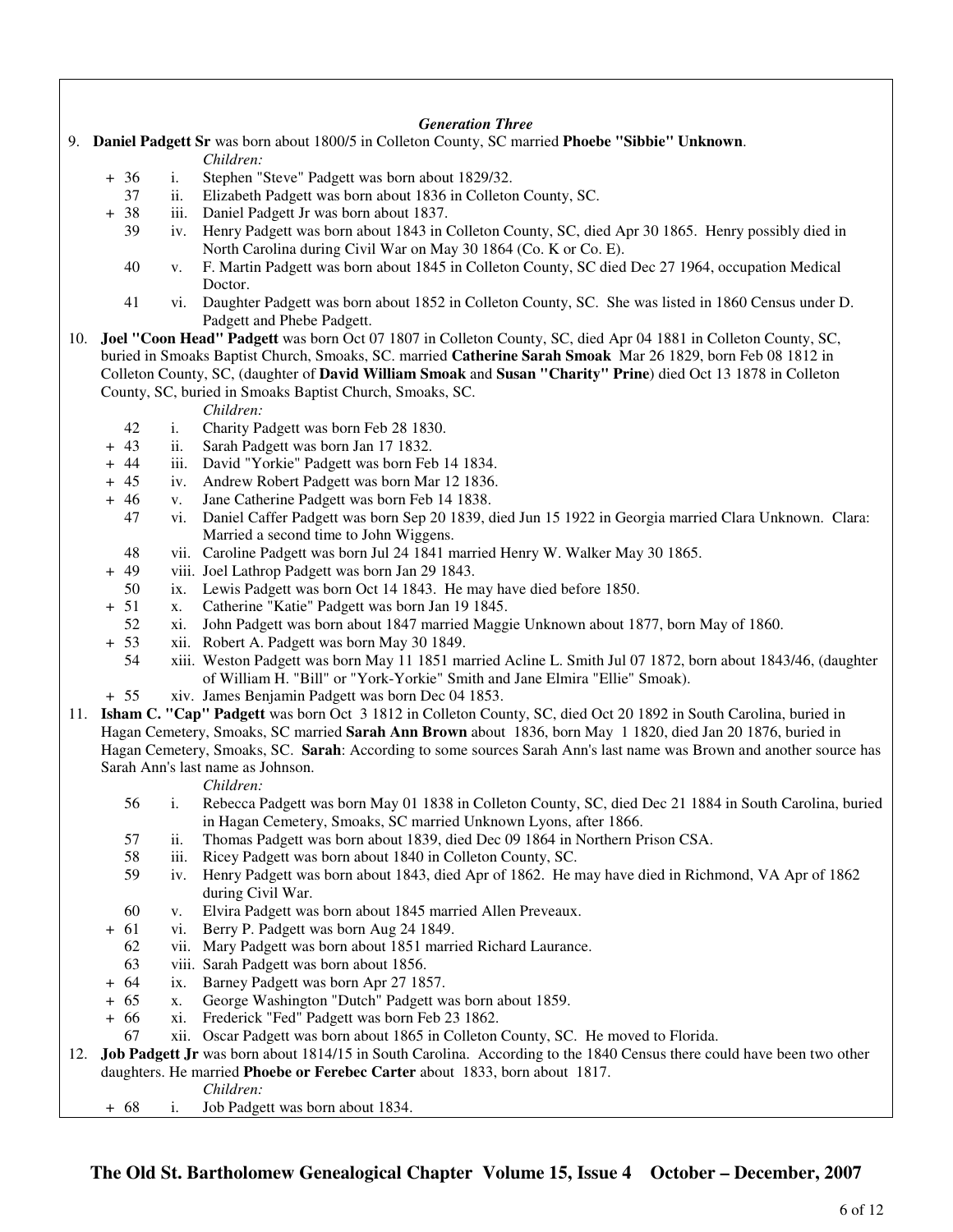### *Generation Three*

9. **Daniel Padgett Sr** was born about 1800/5 in Colleton County, SC married **Phoebe "Sibbie" Unknown**.

   *Children:*

   - \+ 36 i. Stephen "Steve" Padgett was born about 1829/32.
   - 37 ii. Elizabeth Padgett was born about 1836 in Colleton County, SC.
   - \+ 38 iii. Daniel Padgett Jr was born about 1837.
   - 39 iv. Henry Padgett was born about 1843 in Colleton County, SC, died Apr 30 1865. Henry possibly died in North Carolina during Civil War on May 30 1864 (Co. K or Co. E).
   - 40 v. F. Martin Padgett was born about 1845 in Colleton County, SC died Dec 27 1964, occupation Medical Doctor.
   - 41 vi. Daughter Padgett was born about 1852 in Colleton County, SC. She was listed in 1860 Census under D. Padgett and Phebe Padgett.

10. **Joel "Coon Head" Padgett** was born Oct 07 1807 in Colleton County, SC, died Apr 04 1881 in Colleton County, SC, buried in Smoaks Baptist Church, Smoaks, SC. married **Catherine Sarah Smoak** Mar 26 1829, born Feb 08 1812 in Colleton County, SC, (daughter of **David William Smoak** and **Susan "Charity" Prine**) died Oct 13 1878 in Colleton County, SC, buried in Smoaks Baptist Church, Smoaks, SC.

    *Children:*

    - 42 i. Charity Padgett was born Feb 28 1830.
    - \+ 43 ii. Sarah Padgett was born Jan 17 1832.
    - \+ 44 iii. David "Yorkie" Padgett was born Feb 14 1834.
    - \+ 45 iv. Andrew Robert Padgett was born Mar 12 1836.
    - \+ 46 v. Jane Catherine Padgett was born Feb 14 1838.
    - 47 vi. Daniel Caffer Padgett was born Sep 20 1839, died Jun 15 1922 in Georgia married Clara Unknown. Clara: Married a second time to John Wiggens.
    - 48 vii. Caroline Padgett was born Jul 24 1841 married Henry W. Walker May 30 1865.
    - \+ 49 viii. Joel Lathrop Padgett was born Jan 29 1843.
    - 50 ix. Lewis Padgett was born Oct 14 1843. He may have died before 1850.
    - \+ 51 x. Catherine "Katie" Padgett was born Jan 19 1845.
    - 52 xi. John Padgett was born about 1847 married Maggie Unknown about 1877, born May of 1860.
    - \+ 53 xii. Robert A. Padgett was born May 30 1849.
    - 54 xiii. Weston Padgett was born May 11 1851 married Acline L. Smith Jul 07 1872, born about 1843/46, (daughter of William H. "Bill" or "York-Yorkie" Smith and Jane Elmira "Ellie" Smoak).
    - \+ 55 xiv. James Benjamin Padgett was born Dec 04 1853.

11. **Isham C. "Cap" Padgett** was born Oct 3 1812 in Colleton County, SC, died Oct 20 1892 in South Carolina, buried in Hagan Cemetery, Smoaks, SC married **Sarah Ann Brown** about 1836, born May 1 1820, died Jan 20 1876, buried in Hagan Cemetery, Smoaks, SC. **Sarah**: According to some sources Sarah Ann's last name was Brown and another source has Sarah Ann's last name as Johnson.

    *Children:*

    - 56 i. Rebecca Padgett was born May 01 1838 in Colleton County, SC, died Dec 21 1884 in South Carolina, buried in Hagan Cemetery, Smoaks, SC married Unknown Lyons, after 1866.
    - 57 ii. Thomas Padgett was born about 1839, died Dec 09 1864 in Northern Prison CSA.
    - 58 iii. Ricey Padgett was born about 1840 in Colleton County, SC.
    - 59 iv. Henry Padgett was born about 1843, died Apr of 1862. He may have died in Richmond, VA Apr of 1862 during Civil War.
    - 60 v. Elvira Padgett was born about 1845 married Allen Preveaux.
    - \+ 61 vi. Berry P. Padgett was born Aug 24 1849.
    - 62 vii. Mary Padgett was born about 1851 married Richard Laurance.
    - 63 viii. Sarah Padgett was born about 1856.
    - \+ 64 ix. Barney Padgett was born Apr 27 1857.
    - \+ 65 x. George Washington "Dutch" Padgett was born about 1859.
    - \+ 66 xi. Frederick "Fed" Padgett was born Feb 23 1862.
    - 67 xii. Oscar Padgett was born about 1865 in Colleton County, SC. He moved to Florida.

12. **Job Padgett Jr** was born about 1814/15 in South Carolina. According to the 1840 Census there could have been two other daughters. He married **Phoebe or Ferebec Carter** about 1833, born about 1817.

    *Children:*

    - \+ 68 i. Job Padgett was born about 1834.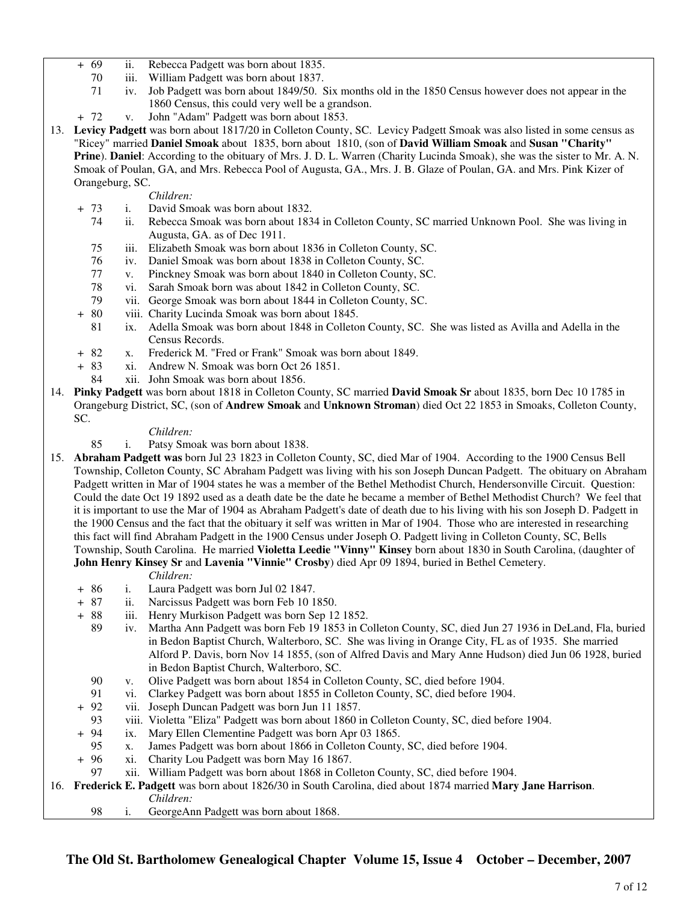+ 69 ii. Rebecca Padgett was born about 1835.

70 iii. William Padgett was born about 1837.

71 iv. Job Padgett was born about 1849/50. Six months old in the 1850 Census however does not appear in the 1860 Census, this could very well be a grandson.

+ 72 v. John "Adam" Padgett was born about 1853.

13. **Levicy Padgett** was born about 1817/20 in Colleton County, SC. Levicy Padgett Smoak was also listed in some census as "Ricey" married **Daniel Smoak** about 1835, born about 1810, (son of **David William Smoak** and **Susan "Charity" Prine**). **Daniel**: According to the obituary of Mrs. J. D. L. Warren (Charity Lucinda Smoak), she was the sister to Mr. A. N. Smoak of Poulan, GA, and Mrs. Rebecca Pool of Augusta, GA., Mrs. J. B. Glaze of Poulan, GA. and Mrs. Pink Kizer of Orangeburg, SC.

*Children:*

+ 73 i. David Smoak was born about 1832.

74 ii. Rebecca Smoak was born about 1834 in Colleton County, SC married Unknown Pool. She was living in Augusta, GA. as of Dec 1911.

75 iii. Elizabeth Smoak was born about 1836 in Colleton County, SC.

76 iv. Daniel Smoak was born about 1838 in Colleton County, SC.

77 v. Pinckney Smoak was born about 1840 in Colleton County, SC.

78 vi. Sarah Smoak born was about 1842 in Colleton County, SC.

79 vii. George Smoak was born about 1844 in Colleton County, SC.

+ 80 viii. Charity Lucinda Smoak was born about 1845.

81 ix. Adella Smoak was born about 1848 in Colleton County, SC. She was listed as Avilla and Adella in the Census Records.

+ 82 x. Frederick M. "Fred or Frank" Smoak was born about 1849.

+ 83 xi. Andrew N. Smoak was born Oct 26 1851.

84 xii. John Smoak was born about 1856.

14. **Pinky Padgett** was born about 1818 in Colleton County, SC married **David Smoak Sr** about 1835, born Dec 10 1785 in Orangeburg District, SC, (son of **Andrew Smoak** and **Unknown Stroman**) died Oct 22 1853 in Smoaks, Colleton County, SC.

*Children:*

85 i. Patsy Smoak was born about 1838.

15. **Abraham Padgett was** born Jul 23 1823 in Colleton County, SC, died Mar of 1904. According to the 1900 Census Bell Township, Colleton County, SC Abraham Padgett was living with his son Joseph Duncan Padgett. The obituary on Abraham Padgett written in Mar of 1904 states he was a member of the Bethel Methodist Church, Hendersonville Circuit. Question: Could the date Oct 19 1892 used as a death date be the date he became a member of Bethel Methodist Church? We feel that it is important to use the Mar of 1904 as Abraham Padgett's date of death due to his living with his son Joseph D. Padgett in the 1900 Census and the fact that the obituary it self was written in Mar of 1904. Those who are interested in researching this fact will find Abraham Padgett in the 1900 Census under Joseph O. Padgett living in Colleton County, SC, Bells Township, South Carolina. He married **Violetta Leedie "Vinny" Kinsey** born about 1830 in South Carolina, (daughter of **John Henry Kinsey Sr** and **Lavenia "Vinnie" Crosby**) died Apr 09 1894, buried in Bethel Cemetery.

*Children:*

+ 86 i. Laura Padgett was born Jul 02 1847.

+ 87 ii. Narcissus Padgett was born Feb 10 1850.

+ 88 iii. Henry Murkison Padgett was born Sep 12 1852.

89 iv. Martha Ann Padgett was born Feb 19 1853 in Colleton County, SC, died Jun 27 1936 in DeLand, Fla, buried in Bedon Baptist Church, Walterboro, SC. She was living in Orange City, FL as of 1935. She married Alford P. Davis, born Nov 14 1855, (son of Alfred Davis and Mary Anne Hudson) died Jun 06 1928, buried in Bedon Baptist Church, Walterboro, SC.

90 v. Olive Padgett was born about 1854 in Colleton County, SC, died before 1904.

91 vi. Clarkey Padgett was born about 1855 in Colleton County, SC, died before 1904.

+ 92 vii. Joseph Duncan Padgett was born Jun 11 1857.

93 viii. Violetta "Eliza" Padgett was born about 1860 in Colleton County, SC, died before 1904.

+ 94 ix. Mary Ellen Clementine Padgett was born Apr 03 1865.

95 x. James Padgett was born about 1866 in Colleton County, SC, died before 1904.

+ 96 xi. Charity Lou Padgett was born May 16 1867.

97 xii. William Padgett was born about 1868 in Colleton County, SC, died before 1904.

16. **Frederick E. Padgett** was born about 1826/30 in South Carolina, died about 1874 married **Mary Jane Harrison**.

*Children:*

98 i. GeorgeAnn Padgett was born about 1868.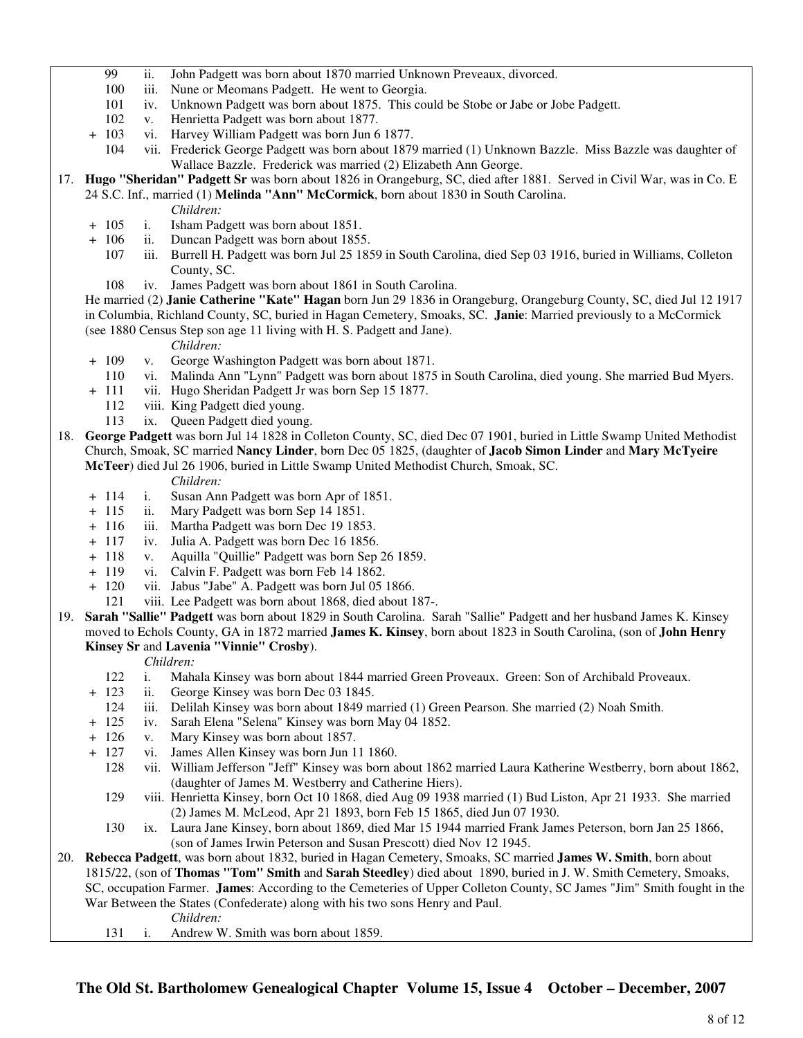99 ii. John Padgett was born about 1870 married Unknown Preveaux, divorced.
100 iii. Nune or Meomans Padgett. He went to Georgia.
101 iv. Unknown Padgett was born about 1875. This could be Stobe or Jabe or Jobe Padgett.
102 v. Henrietta Padgett was born about 1877.
\+ 103 vi. Harvey William Padgett was born Jun 6 1877.
104 vii. Frederick George Padgett was born about 1879 married (1) Unknown Bazzle. Miss Bazzle was daughter of Wallace Bazzle. Frederick was married (2) Elizabeth Ann George.

17. **Hugo "Sheridan" Padgett Sr** was born about 1826 in Orangeburg, SC, died after 1881. Served in Civil War, was in Co. E 24 S.C. Inf., married (1) **Melinda "Ann" McCormick**, born about 1830 in South Carolina.

*Children:*

\+ 105 i. Isham Padgett was born about 1851.
\+ 106 ii. Duncan Padgett was born about 1855.
107 iii. Burrell H. Padgett was born Jul 25 1859 in South Carolina, died Sep 03 1916, buried in Williams, Colleton County, SC.
108 iv. James Padgett was born about 1861 in South Carolina.

He married (2) **Janie Catherine "Kate" Hagan** born Jun 29 1836 in Orangeburg, Orangeburg County, SC, died Jul 12 1917 in Columbia, Richland County, SC, buried in Hagan Cemetery, Smoaks, SC. **Janie**: Married previously to a McCormick (see 1880 Census Step son age 11 living with H. S. Padgett and Jane).

*Children:*

\+ 109 v. George Washington Padgett was born about 1871.
110 vi. Malinda Ann "Lynn" Padgett was born about 1875 in South Carolina, died young. She married Bud Myers.
\+ 111 vii. Hugo Sheridan Padgett Jr was born Sep 15 1877.
112 viii. King Padgett died young.
113 ix. Queen Padgett died young.

18. **George Padgett** was born Jul 14 1828 in Colleton County, SC, died Dec 07 1901, buried in Little Swamp United Methodist Church, Smoak, SC married **Nancy Linder**, born Dec 05 1825, (daughter of **Jacob Simon Linder** and **Mary McTyeire McTeer**) died Jul 26 1906, buried in Little Swamp United Methodist Church, Smoak, SC.

*Children:*

\+ 114 i. Susan Ann Padgett was born Apr of 1851.
\+ 115 ii. Mary Padgett was born Sep 14 1851.
\+ 116 iii. Martha Padgett was born Dec 19 1853.
\+ 117 iv. Julia A. Padgett was born Dec 16 1856.
\+ 118 v. Aquilla "Quillie" Padgett was born Sep 26 1859.
\+ 119 vi. Calvin F. Padgett was born Feb 14 1862.
\+ 120 vii. Jabus "Jabe" A. Padgett was born Jul 05 1866.
121 viii. Lee Padgett was born about 1868, died about 187-.

19. **Sarah "Sallie" Padgett** was born about 1829 in South Carolina. Sarah "Sallie" Padgett and her husband James K. Kinsey moved to Echols County, GA in 1872 married **James K. Kinsey**, born about 1823 in South Carolina, (son of **John Henry Kinsey Sr** and **Lavenia "Vinnie" Crosby**).

*Children:*

122 i. Mahala Kinsey was born about 1844 married Green Proveaux. Green: Son of Archibald Proveaux.
\+ 123 ii. George Kinsey was born Dec 03 1845.
124 iii. Delilah Kinsey was born about 1849 married (1) Green Pearson. She married (2) Noah Smith.
\+ 125 iv. Sarah Elena "Selena" Kinsey was born May 04 1852.
\+ 126 v. Mary Kinsey was born about 1857.
\+ 127 vi. James Allen Kinsey was born Jun 11 1860.
128 vii. William Jefferson "Jeff" Kinsey was born about 1862 married Laura Katherine Westberry, born about 1862, (daughter of James M. Westberry and Catherine Hiers).
129 viii. Henrietta Kinsey, born Oct 10 1868, died Aug 09 1938 married (1) Bud Liston, Apr 21 1933. She married (2) James M. McLeod, Apr 21 1893, born Feb 15 1865, died Jun 07 1930.
130 ix. Laura Jane Kinsey, born about 1869, died Mar 15 1944 married Frank James Peterson, born Jan 25 1866, (son of James Irwin Peterson and Susan Prescott) died Nov 12 1945.

20. **Rebecca Padgett**, was born about 1832, buried in Hagan Cemetery, Smoaks, SC married **James W. Smith**, born about 1815/22, (son of **Thomas "Tom" Smith** and **Sarah Steedley**) died about 1890, buried in J. W. Smith Cemetery, Smoaks, SC, occupation Farmer. **James**: According to the Cemeteries of Upper Colleton County, SC James "Jim" Smith fought in the War Between the States (Confederate) along with his two sons Henry and Paul.

*Children:*

131 i. Andrew W. Smith was born about 1859.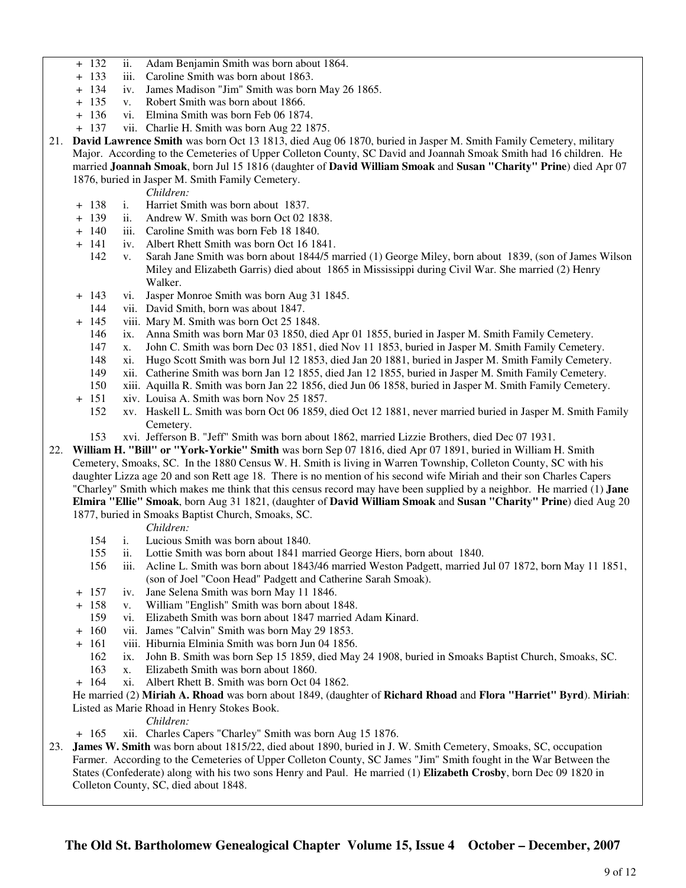+ 132 ii. Adam Benjamin Smith was born about 1864.
+ 133 iii. Caroline Smith was born about 1863.
+ 134 iv. James Madison "Jim" Smith was born May 26 1865.
+ 135 v. Robert Smith was born about 1866.
+ 136 vi. Elmina Smith was born Feb 06 1874.
+ 137 vii. Charlie H. Smith was born Aug 22 1875.

21. **David Lawrence Smith** was born Oct 13 1813, died Aug 06 1870, buried in Jasper M. Smith Family Cemetery, military Major. According to the Cemeteries of Upper Colleton County, SC David and Joannah Smoak Smith had 16 children. He married **Joannah Smoak**, born Jul 15 1816 (daughter of **David William Smoak** and **Susan "Charity" Prine**) died Apr 07 1876, buried in Jasper M. Smith Family Cemetery.

*Children:*

+ 138 i. Harriet Smith was born about 1837.
+ 139 ii. Andrew W. Smith was born Oct 02 1838.
+ 140 iii. Caroline Smith was born Feb 18 1840.
+ 141 iv. Albert Rhett Smith was born Oct 16 1841.
142 v. Sarah Jane Smith was born about 1844/5 married (1) George Miley, born about 1839, (son of James Wilson Miley and Elizabeth Garris) died about 1865 in Mississippi during Civil War. She married (2) Henry Walker.
+ 143 vi. Jasper Monroe Smith was born Aug 31 1845.
144 vii. David Smith, born was about 1847.
+ 145 viii. Mary M. Smith was born Oct 25 1848.
146 ix. Anna Smith was born Mar 03 1850, died Apr 01 1855, buried in Jasper M. Smith Family Cemetery.
147 x. John C. Smith was born Dec 03 1851, died Nov 11 1853, buried in Jasper M. Smith Family Cemetery.
148 xi. Hugo Scott Smith was born Jul 12 1853, died Jan 20 1881, buried in Jasper M. Smith Family Cemetery.
149 xii. Catherine Smith was born Jan 12 1855, died Jan 12 1855, buried in Jasper M. Smith Family Cemetery.
150 xiii. Aquilla R. Smith was born Jan 22 1856, died Jun 06 1858, buried in Jasper M. Smith Family Cemetery.
+ 151 xiv. Louisa A. Smith was born Nov 25 1857.
152 xv. Haskell L. Smith was born Oct 06 1859, died Oct 12 1881, never married buried in Jasper M. Smith Family Cemetery.
153 xvi. Jefferson B. "Jeff" Smith was born about 1862, married Lizzie Brothers, died Dec 07 1931.

22. **William H. "Bill" or "York-Yorkie" Smith** was born Sep 07 1816, died Apr 07 1891, buried in William H. Smith Cemetery, Smoaks, SC. In the 1880 Census W. H. Smith is living in Warren Township, Colleton County, SC with his daughter Lizza age 20 and son Rett age 18. There is no mention of his second wife Miriah and their son Charles Capers "Charley" Smith which makes me think that this census record may have been supplied by a neighbor. He married (1) **Jane Elmira "Ellie" Smoak**, born Aug 31 1821, (daughter of **David William Smoak** and **Susan "Charity" Prine**) died Aug 20 1877, buried in Smoaks Baptist Church, Smoaks, SC.

*Children:*

154 i. Lucious Smith was born about 1840.
155 ii. Lottie Smith was born about 1841 married George Hiers, born about 1840.
156 iii. Acline L. Smith was born about 1843/46 married Weston Padgett, married Jul 07 1872, born May 11 1851, (son of Joel "Coon Head" Padgett and Catherine Sarah Smoak).
+ 157 iv. Jane Selena Smith was born May 11 1846.
+ 158 v. William "English" Smith was born about 1848.
159 vi. Elizabeth Smith was born about 1847 married Adam Kinard.
+ 160 vii. James "Calvin" Smith was born May 29 1853.
+ 161 viii. Hiburnia Elminia Smith was born Jun 04 1856.
162 ix. John B. Smith was born Sep 15 1859, died May 24 1908, buried in Smoaks Baptist Church, Smoaks, SC.
163 x. Elizabeth Smith was born about 1860.
+ 164 xi. Albert Rhett B. Smith was born Oct 04 1862.

He married (2) **Miriah A. Rhoad** was born about 1849, (daughter of **Richard Rhoad** and **Flora "Harriet" Byrd**). **Miriah**: Listed as Marie Rhoad in Henry Stokes Book.

*Children:*

+ 165 xii. Charles Capers "Charley" Smith was born Aug 15 1876.

23. **James W. Smith** was born about 1815/22, died about 1890, buried in J. W. Smith Cemetery, Smoaks, SC, occupation Farmer. According to the Cemeteries of Upper Colleton County, SC James "Jim" Smith fought in the War Between the States (Confederate) along with his two sons Henry and Paul. He married (1) **Elizabeth Crosby**, born Dec 09 1820 in Colleton County, SC, died about 1848.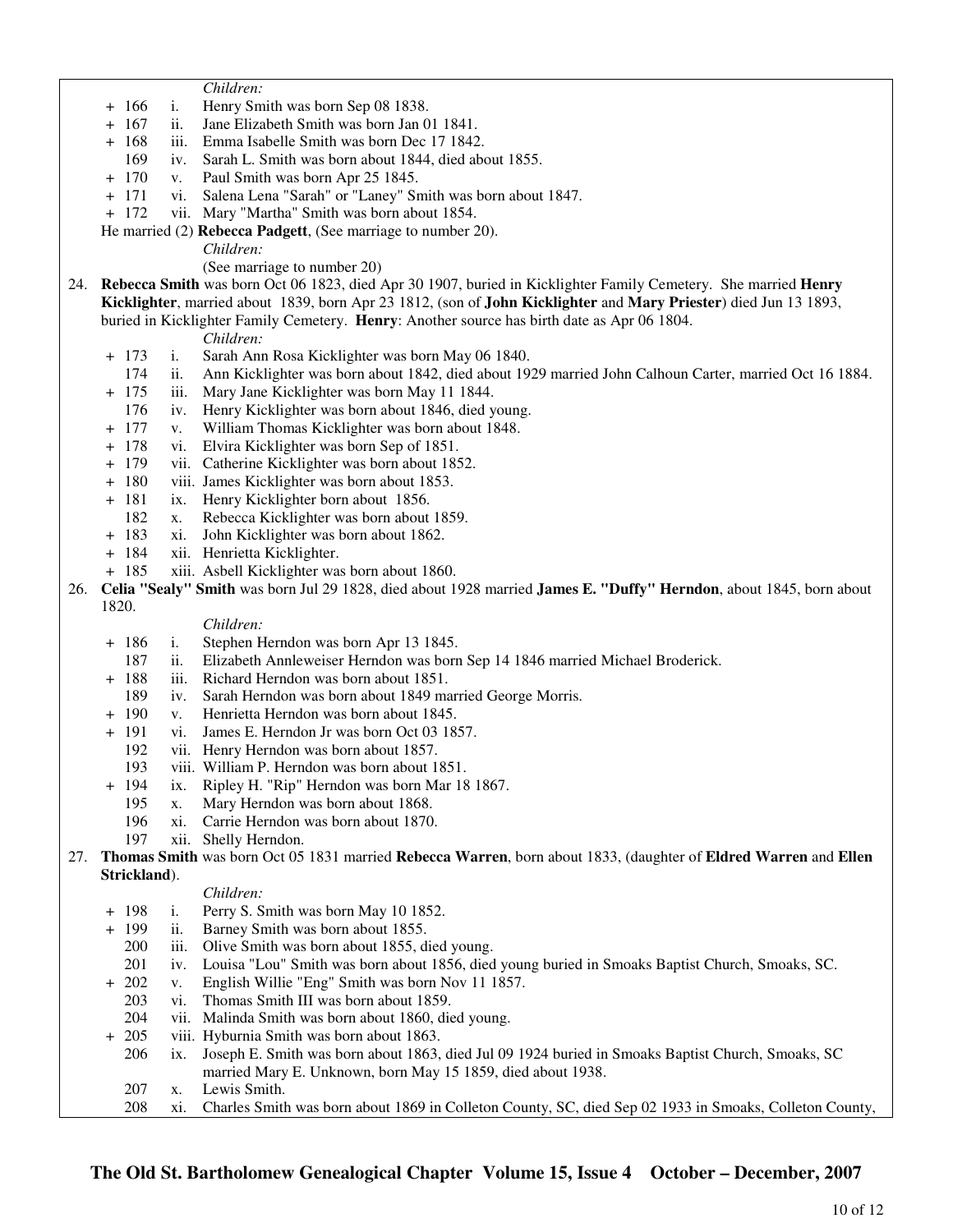*Children:*

- \+ 166 i. Henry Smith was born Sep 08 1838.
- \+ 167 ii. Jane Elizabeth Smith was born Jan 01 1841.
- \+ 168 iii. Emma Isabelle Smith was born Dec 17 1842.
- 169 iv. Sarah L. Smith was born about 1844, died about 1855.
- \+ 170 v. Paul Smith was born Apr 25 1845.
- \+ 171 vi. Salena Lena "Sarah" or "Laney" Smith was born about 1847.
- \+ 172 vii. Mary "Martha" Smith was born about 1854.

He married (2) **Rebecca Padgett**, (See marriage to number 20).

*Children:*

(See marriage to number 20)

24. **Rebecca Smith** was born Oct 06 1823, died Apr 30 1907, buried in Kicklighter Family Cemetery. She married **Henry Kicklighter**, married about 1839, born Apr 23 1812, (son of **John Kicklighter** and **Mary Priester**) died Jun 13 1893, buried in Kicklighter Family Cemetery. **Henry**: Another source has birth date as Apr 06 1804.

*Children:*

- \+ 173 i. Sarah Ann Rosa Kicklighter was born May 06 1840.
- 174 ii. Ann Kicklighter was born about 1842, died about 1929 married John Calhoun Carter, married Oct 16 1884.
- \+ 175 iii. Mary Jane Kicklighter was born May 11 1844.
- 176 iv. Henry Kicklighter was born about 1846, died young.
- \+ 177 v. William Thomas Kicklighter was born about 1848.
- \+ 178 vi. Elvira Kicklighter was born Sep of 1851.
- \+ 179 vii. Catherine Kicklighter was born about 1852.
- \+ 180 viii. James Kicklighter was born about 1853.
- \+ 181 ix. Henry Kicklighter born about 1856.
- 182 x. Rebecca Kicklighter was born about 1859.
- \+ 183 xi. John Kicklighter was born about 1862.
- \+ 184 xii. Henrietta Kicklighter.
- \+ 185 xiii. Asbell Kicklighter was born about 1860.

26. **Celia "Sealy" Smith** was born Jul 29 1828, died about 1928 married **James E. "Duffy" Herndon**, about 1845, born about 1820.

*Children:*

- \+ 186 i. Stephen Herndon was born Apr 13 1845.
- 187 ii. Elizabeth Annleweiser Herndon was born Sep 14 1846 married Michael Broderick.
- \+ 188 iii. Richard Herndon was born about 1851.
- 189 iv. Sarah Herndon was born about 1849 married George Morris.
- \+ 190 v. Henrietta Herndon was born about 1845.
- \+ 191 vi. James E. Herndon Jr was born Oct 03 1857.
- 192 vii. Henry Herndon was born about 1857.
- 193 viii. William P. Herndon was born about 1851.
- \+ 194 ix. Ripley H. "Rip" Herndon was born Mar 18 1867.
- 195 x. Mary Herndon was born about 1868.
- 196 xi. Carrie Herndon was born about 1870.
- 197 xii. Shelly Herndon.

27. **Thomas Smith** was born Oct 05 1831 married **Rebecca Warren**, born about 1833, (daughter of **Eldred Warren** and **Ellen Strickland**).

*Children:*

- \+ 198 i. Perry S. Smith was born May 10 1852.
- \+ 199 ii. Barney Smith was born about 1855.
- 200 iii. Olive Smith was born about 1855, died young.
- 201 iv. Louisa "Lou" Smith was born about 1856, died young buried in Smoaks Baptist Church, Smoaks, SC.
- \+ 202 v. English Willie "Eng" Smith was born Nov 11 1857.
- 203 vi. Thomas Smith III was born about 1859.
- 204 vii. Malinda Smith was born about 1860, died young.
- \+ 205 viii. Hyburnia Smith was born about 1863.
- 206 ix. Joseph E. Smith was born about 1863, died Jul 09 1924 buried in Smoaks Baptist Church, Smoaks, SC married Mary E. Unknown, born May 15 1859, died about 1938.
- 207 x. Lewis Smith.
- 208 xi. Charles Smith was born about 1869 in Colleton County, SC, died Sep 02 1933 in Smoaks, Colleton County,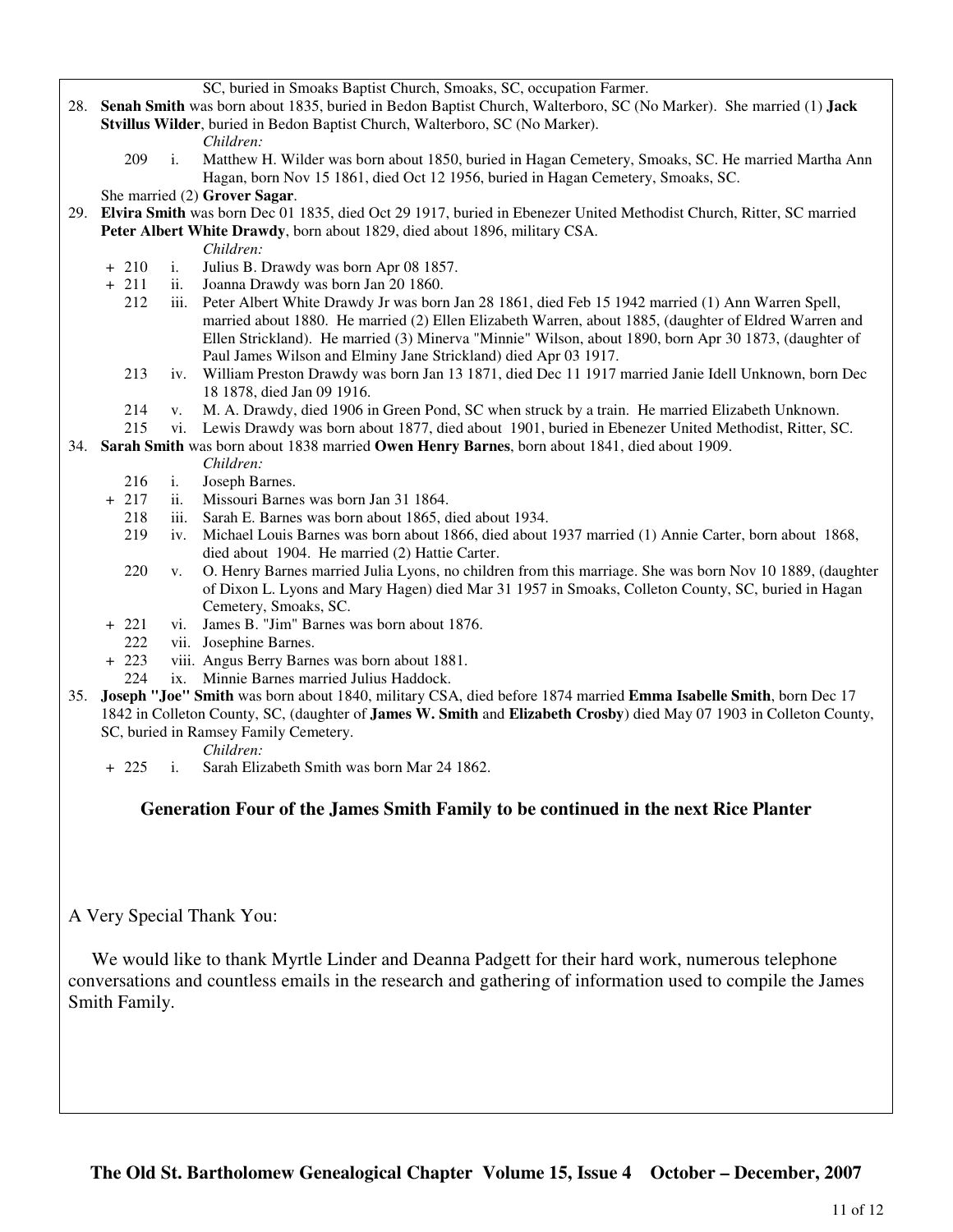SC, buried in Smoaks Baptist Church, Smoaks, SC, occupation Farmer.

28. **Senah Smith** was born about 1835, buried in Bedon Baptist Church, Walterboro, SC (No Marker). She married (1) **Jack Stvillus Wilder**, buried in Bedon Baptist Church, Walterboro, SC (No Marker).

    *Children:*

    209 i. Matthew H. Wilder was born about 1850, buried in Hagan Cemetery, Smoaks, SC. He married Martha Ann Hagan, born Nov 15 1861, died Oct 12 1956, buried in Hagan Cemetery, Smoaks, SC.

    She married (2) **Grover Sagar**.

29. **Elvira Smith** was born Dec 01 1835, died Oct 29 1917, buried in Ebenezer United Methodist Church, Ritter, SC married **Peter Albert White Drawdy**, born about 1829, died about 1896, military CSA.

    *Children:*

    \+ 210 i. Julius B. Drawdy was born Apr 08 1857.

    \+ 211 ii. Joanna Drawdy was born Jan 20 1860.

    212 iii. Peter Albert White Drawdy Jr was born Jan 28 1861, died Feb 15 1942 married (1) Ann Warren Spell, married about 1880. He married (2) Ellen Elizabeth Warren, about 1885, (daughter of Eldred Warren and Ellen Strickland). He married (3) Minerva "Minnie" Wilson, about 1890, born Apr 30 1873, (daughter of Paul James Wilson and Elminy Jane Strickland) died Apr 03 1917.

    213 iv. William Preston Drawdy was born Jan 13 1871, died Dec 11 1917 married Janie Idell Unknown, born Dec 18 1878, died Jan 09 1916.

    214 v. M. A. Drawdy, died 1906 in Green Pond, SC when struck by a train. He married Elizabeth Unknown.

    215 vi. Lewis Drawdy was born about 1877, died about 1901, buried in Ebenezer United Methodist, Ritter, SC.

34. **Sarah Smith** was born about 1838 married **Owen Henry Barnes**, born about 1841, died about 1909.

    *Children:*

    216 i. Joseph Barnes.

    \+ 217 ii. Missouri Barnes was born Jan 31 1864.

    218 iii. Sarah E. Barnes was born about 1865, died about 1934.

    219 iv. Michael Louis Barnes was born about 1866, died about 1937 married (1) Annie Carter, born about 1868, died about 1904. He married (2) Hattie Carter.

    220 v. O. Henry Barnes married Julia Lyons, no children from this marriage. She was born Nov 10 1889, (daughter of Dixon L. Lyons and Mary Hagen) died Mar 31 1957 in Smoaks, Colleton County, SC, buried in Hagan Cemetery, Smoaks, SC.

    \+ 221 vi. James B. "Jim" Barnes was born about 1876.

    222 vii. Josephine Barnes.

    \+ 223 viii. Angus Berry Barnes was born about 1881.

    224 ix. Minnie Barnes married Julius Haddock.

35. **Joseph "Joe" Smith** was born about 1840, military CSA, died before 1874 married **Emma Isabelle Smith**, born Dec 17 1842 in Colleton County, SC, (daughter of **James W. Smith** and **Elizabeth Crosby**) died May 07 1903 in Colleton County, SC, buried in Ramsey Family Cemetery.

    *Children:*

    \+ 225 i. Sarah Elizabeth Smith was born Mar 24 1862.

### Generation Four of the James Smith Family to be continued in the next Rice Planter

A Very Special Thank You:

We would like to thank Myrtle Linder and Deanna Padgett for their hard work, numerous telephone conversations and countless emails in the research and gathering of information used to compile the James Smith Family.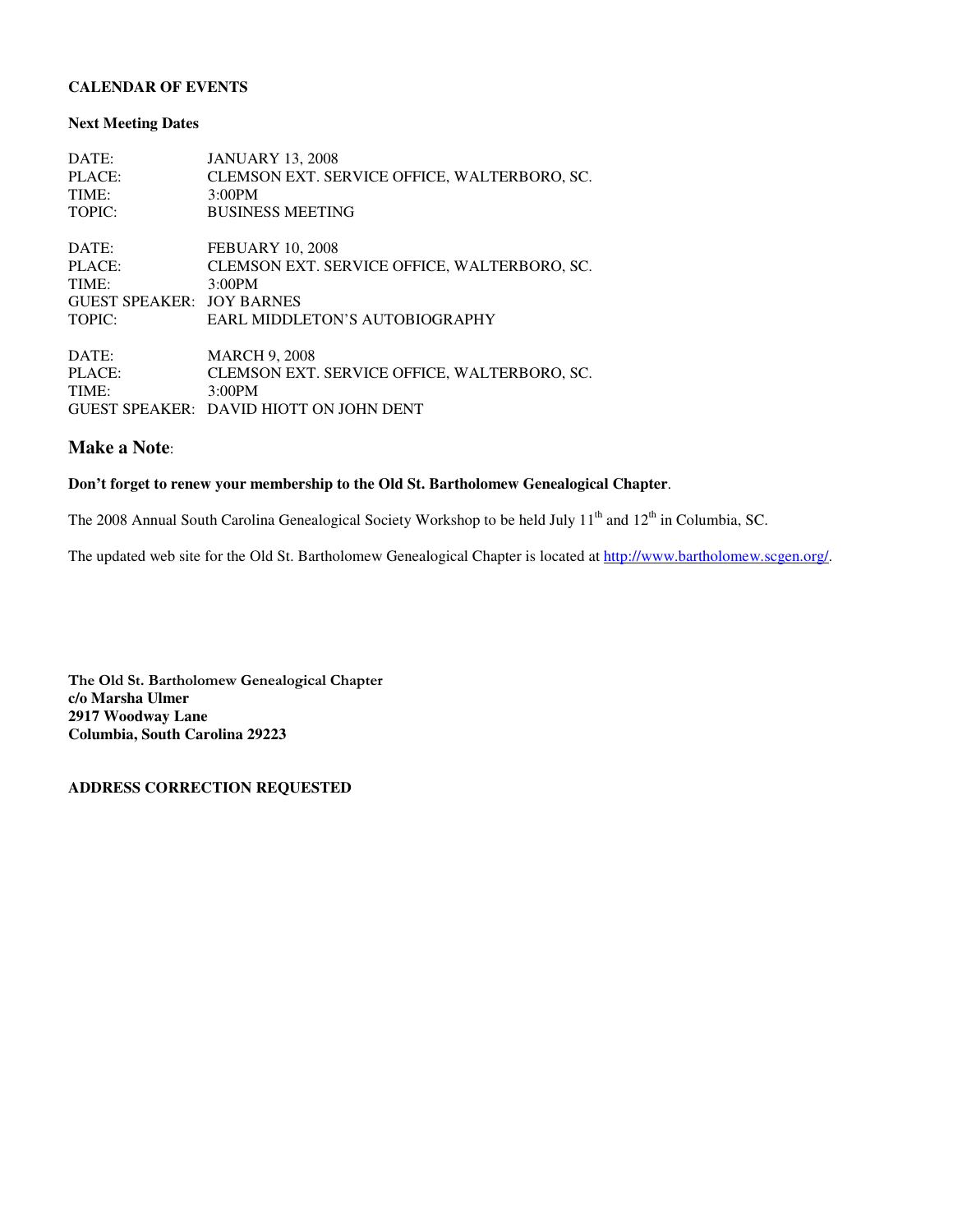**CALENDAR OF EVENTS**

**Next Meeting Dates**

| | |
|---|---|
| DATE: | JANUARY 13, 2008 |
| PLACE: | CLEMSON EXT. SERVICE OFFICE, WALTERBORO, SC. |
| TIME: | 3:00PM |
| TOPIC: | BUSINESS MEETING |

| | |
|---|---|
| DATE: | FEBUARY 10, 2008 |
| PLACE: | CLEMSON EXT. SERVICE OFFICE, WALTERBORO, SC. |
| TIME: | 3:00PM |
| GUEST SPEAKER: | JOY BARNES |
| TOPIC: | EARL MIDDLETON'S AUTOBIOGRAPHY |

| | |
|---|---|
| DATE: | MARCH 9, 2008 |
| PLACE: | CLEMSON EXT. SERVICE OFFICE, WALTERBORO, SC. |
| TIME: | 3:00PM |
| GUEST SPEAKER: | DAVID HIOTT ON JOHN DENT |

## Make a Note:

**Don't forget to renew your membership to the Old St. Bartholomew Genealogical Chapter**.

The 2008 Annual South Carolina Genealogical Society Workshop to be held July 11th and 12th in Columbia, SC.

The updated web site for the Old St. Bartholomew Genealogical Chapter is located at http://www.bartholomew.scgen.org/.

**The Old St. Bartholomew Genealogical Chapter**
**c/o Marsha Ulmer**
**2917 Woodway Lane**
**Columbia, South Carolina 29223**

**ADDRESS CORRECTION REQUESTED**